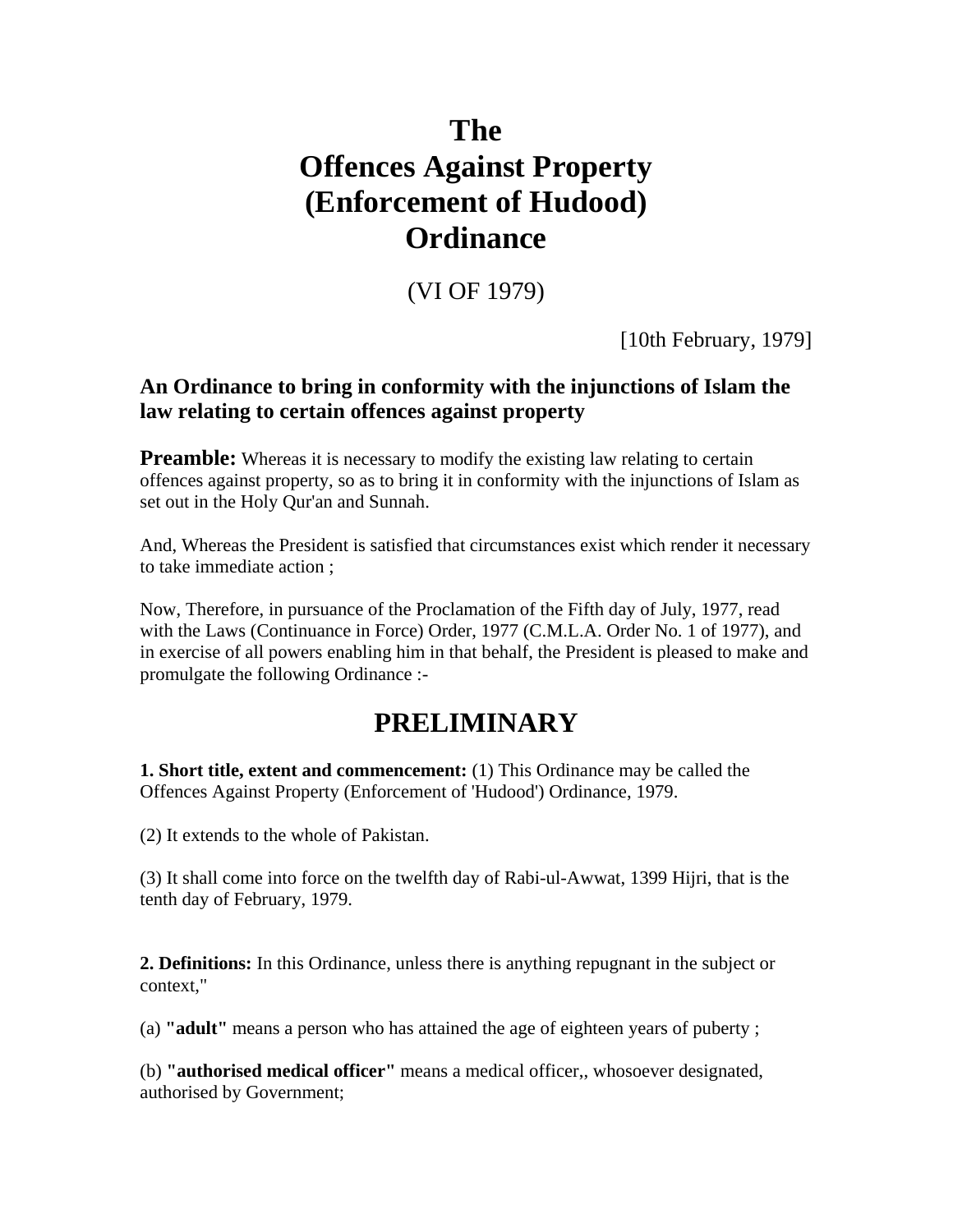# The Offences Against Property (Enforcement of Hudood) Ordinance

(VI OF 1979)

[10th February, 1979]

### An Ordinance to bring in conformity with the injunctions of Islam the law relating to certain offences against property

**Preamble:** Whereas it is necessary to modify the existing law relating to certain offences against property, so as to bring it in conformity with the injunctions of Islam as set out in the Holy Qur'an and Sunnah.

And, Whereas the President is satisfied that circumstances exist which render it necessary to take immediate action ;

Now, Therefore, in pursuance of the Proclamation of the Fifth day of July, 1977, read with the Laws (Continuance in Force) Order, 1977 (C.M.L.A. Order No. 1 of 1977), and in exercise of all powers enabling him in that behalf, the President is pleased to make and promulgate the following Ordinance :-

## PRELIMINARY

**1. Short title, extent and commencement:** (1) This Ordinance may be called the Offences Against Property (Enforcement of 'Hudood') Ordinance, 1979.

(2) It extends to the whole of Pakistan.

(3) It shall come into force on the twelfth day of Rabi-ul-Awwat, 1399 Hijri, that is the tenth day of February, 1979.

**2. Definitions:** In this Ordinance, unless there is anything repugnant in the subject or context,"

(a) **"adult"** means a person who has attained the age of eighteen years of puberty ;

(b) **"authorised medical officer"** means a medical officer,, whosoever designated, authorised by Government;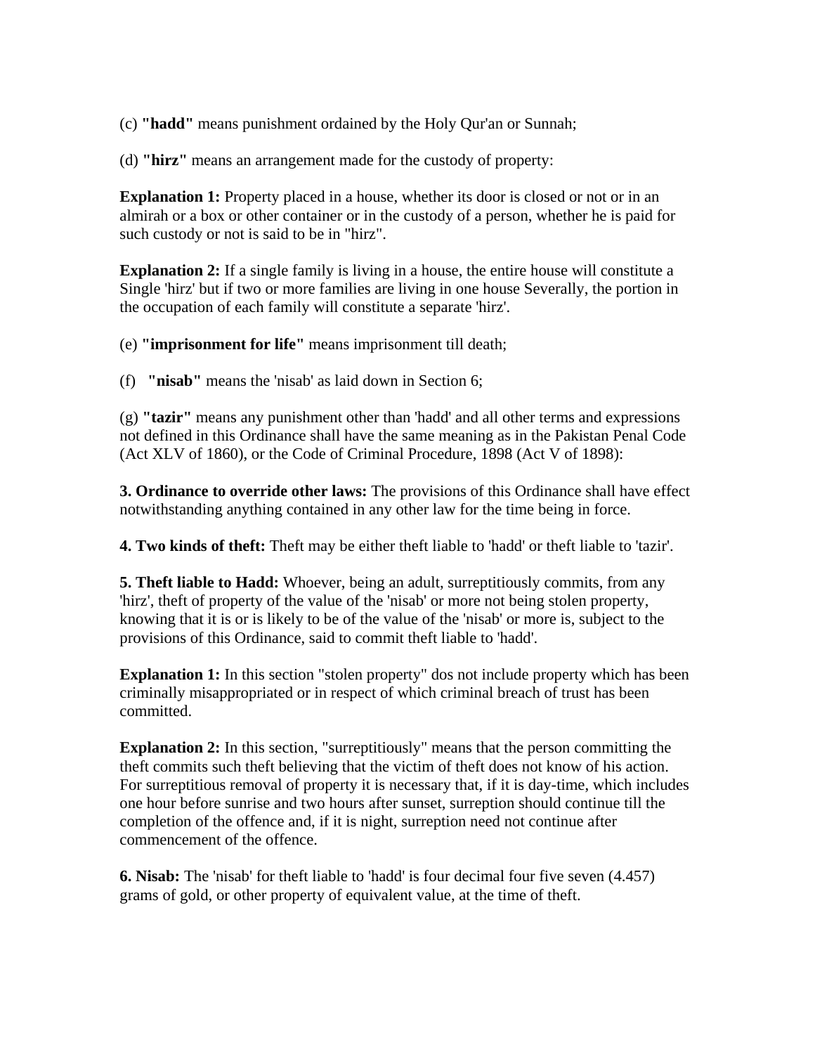(c) **"hadd"** means punishment ordained by the Holy Qur'an or Sunnah;

(d) **"hirz"** means an arrangement made for the custody of property:

**Explanation 1:** Property placed in a house, whether its door is closed or not or in an almirah or a box or other container or in the custody of a person, whether he is paid for such custody or not is said to be in "hirz".

**Explanation 2:** If a single family is living in a house, the entire house will constitute a Single 'hirz' but if two or more families are living in one house Severally, the portion in the occupation of each family will constitute a separate 'hirz'.

(e) **"imprisonment for life"** means imprisonment till death;

(f) **"nisab"** means the 'nisab' as laid down in Section 6;

(g) **"tazir"** means any punishment other than 'hadd' and all other terms and expressions not defined in this Ordinance shall have the same meaning as in the Pakistan Penal Code (Act XLV of 1860), or the Code of Criminal Procedure, 1898 (Act V of 1898):

**3. Ordinance to override other laws:** The provisions of this Ordinance shall have effect notwithstanding anything contained in any other law for the time being in force.

**4. Two kinds of theft:** Theft may be either theft liable to 'hadd' or theft liable to 'tazir'.

**5. Theft liable to Hadd:** Whoever, being an adult, surreptitiously commits, from any 'hirz', theft of property of the value of the 'nisab' or more not being stolen property, knowing that it is or is likely to be of the value of the 'nisab' or more is, subject to the provisions of this Ordinance, said to commit theft liable to 'hadd'.

**Explanation 1:** In this section "stolen property" dos not include property which has been criminally misappropriated or in respect of which criminal breach of trust has been committed.

**Explanation 2:** In this section, "surreptitiously" means that the person committing the theft commits such theft believing that the victim of theft does not know of his action. For surreptitious removal of property it is necessary that, if it is day-time, which includes one hour before sunrise and two hours after sunset, surreption should continue till the completion of the offence and, if it is night, surreption need not continue after commencement of the offence.

**6. Nisab:** The 'nisab' for theft liable to 'hadd' is four decimal four five seven (4.457) grams of gold, or other property of equivalent value, at the time of theft.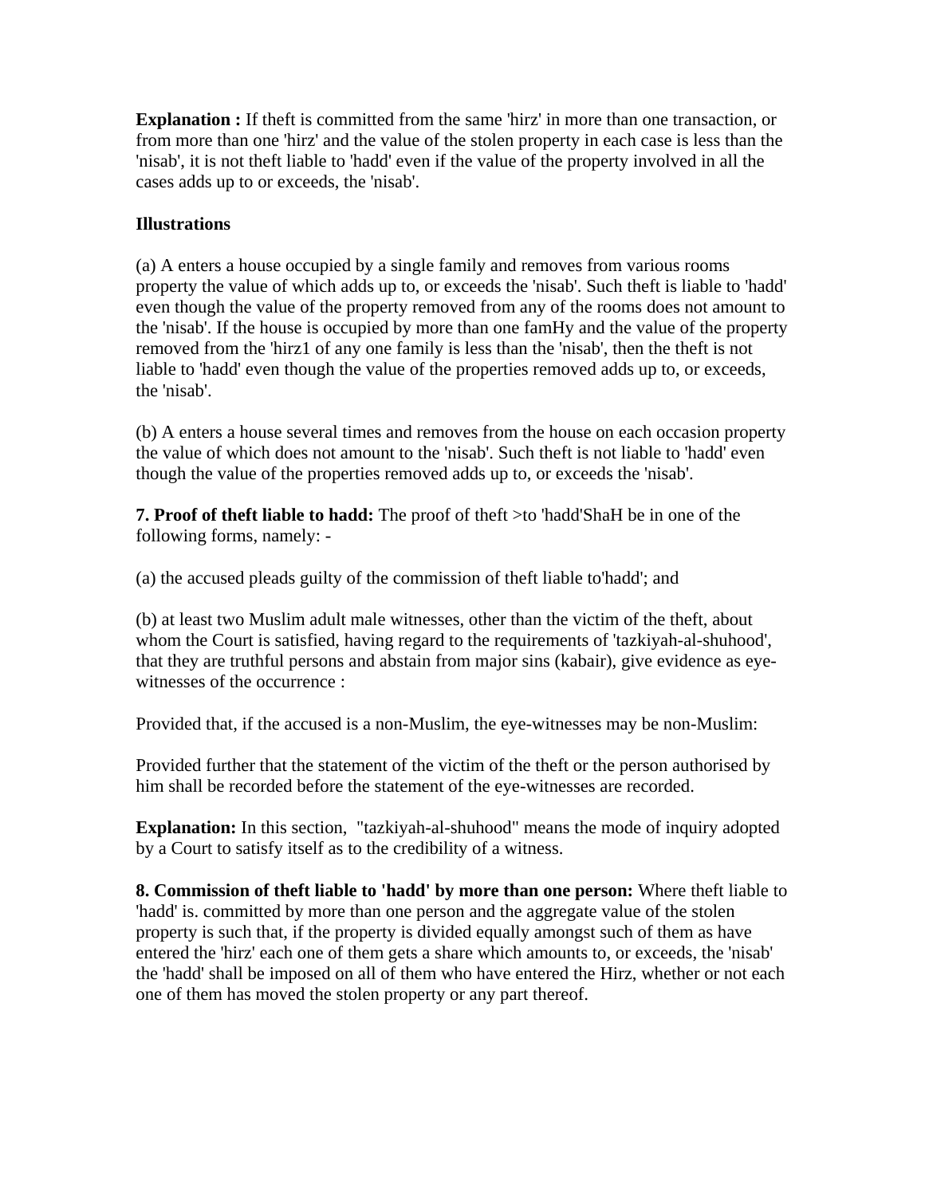**Explanation :** If theft is committed from the same 'hirz' in more than one transaction, or from more than one 'hirz' and the value of the stolen property in each case is less than the 'nisab', it is not theft liable to 'hadd' even if the value of the property involved in all the cases adds up to or exceeds, the 'nisab'.

**Illustrations**

(a) A enters a house occupied by a single family and removes from various rooms property the value of which adds up to, or exceeds the 'nisab'. Such theft is liable to 'hadd' even though the value of the property removed from any of the rooms does not amount to the 'nisab'. If the house is occupied by more than one famHy and the value of the property removed from the 'hirz1 of any one family is less than the 'nisab', then the theft is not liable to 'hadd' even though the value of the properties removed adds up to, or exceeds, the 'nisab'.

(b) A enters a house several times and removes from the house on each occasion property the value of which does not amount to the 'nisab'. Such theft is not liable to 'hadd' even though the value of the properties removed adds up to, or exceeds the 'nisab'.

**7. Proof of theft liable to hadd:** The proof of theft >to 'hadd'ShaH be in one of the following forms, namely: -

(a) the accused pleads guilty of the commission of theft liable to'hadd'; and

(b) at least two Muslim adult male witnesses, other than the victim of the theft, about whom the Court is satisfied, having regard to the requirements of 'tazkiyah-al-shuhood', that they are truthful persons and abstain from major sins (kabair), give evidence as eye-witnesses of the occurrence :

Provided that, if the accused is a non-Muslim, the eye-witnesses may be non-Muslim:

Provided further that the statement of the victim of the theft or the person authorised by him shall be recorded before the statement of the eye-witnesses are recorded.

**Explanation:** In this section, "tazkiyah-al-shuhood" means the mode of inquiry adopted by a Court to satisfy itself as to the credibility of a witness.

**8. Commission of theft liable to 'hadd' by more than one person:** Where theft liable to 'hadd' is. committed by more than one person and the aggregate value of the stolen property is such that, if the property is divided equally amongst such of them as have entered the 'hirz' each one of them gets a share which amounts to, or exceeds, the 'nisab' the 'hadd' shall be imposed on all of them who have entered the Hirz, whether or not each one of them has moved the stolen property or any part thereof.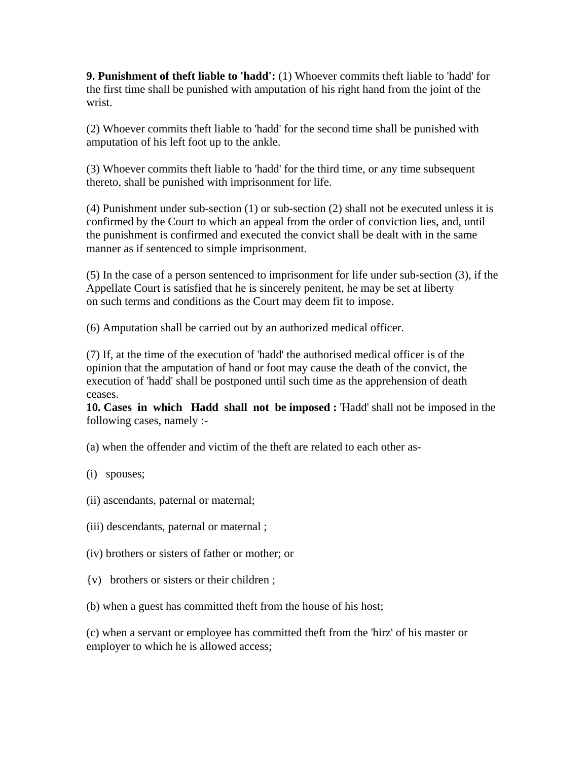**9. Punishment of theft liable to 'hadd':** (1) Whoever commits theft liable to 'hadd' for the first time shall be punished with amputation of his right hand from the joint of the wrist.

(2) Whoever commits theft liable to 'hadd' for the second time shall be punished with amputation of his left foot up to the ankle.

(3) Whoever commits theft liable to 'hadd' for the third time, or any time subsequent thereto, shall be punished with imprisonment for life.

(4) Punishment under sub-section (1) or sub-section (2) shall not be executed unless it is confirmed by the Court to which an appeal from the order of conviction lies, and, until the punishment is confirmed and executed the convict shall be dealt with in the same manner as if sentenced to simple imprisonment.

(5) In the case of a person sentenced to imprisonment for life under sub-section (3), if the Appellate Court is satisfied that he is sincerely penitent, he may be set at liberty on such terms and conditions as the Court may deem fit to impose.

(6) Amputation shall be carried out by an authorized medical officer.

(7) If, at the time of the execution of 'hadd' the authorised medical officer is of the opinion that the amputation of hand or foot may cause the death of the convict, the execution of 'hadd' shall be postponed until such time as the apprehension of death ceases.

**10. Cases in which Hadd shall not be imposed :** 'Hadd' shall not be imposed in the following cases, namely :-

(a) when the offender and victim of the theft are related to each other as-

(i) spouses;

(ii) ascendants, paternal or maternal;

(iii) descendants, paternal or maternal ;

(iv) brothers or sisters of father or mother; or

{v) brothers or sisters or their children ;

(b) when a guest has committed theft from the house of his host;

(c) when a servant or employee has committed theft from the 'hirz' of his master or employer to which he is allowed access;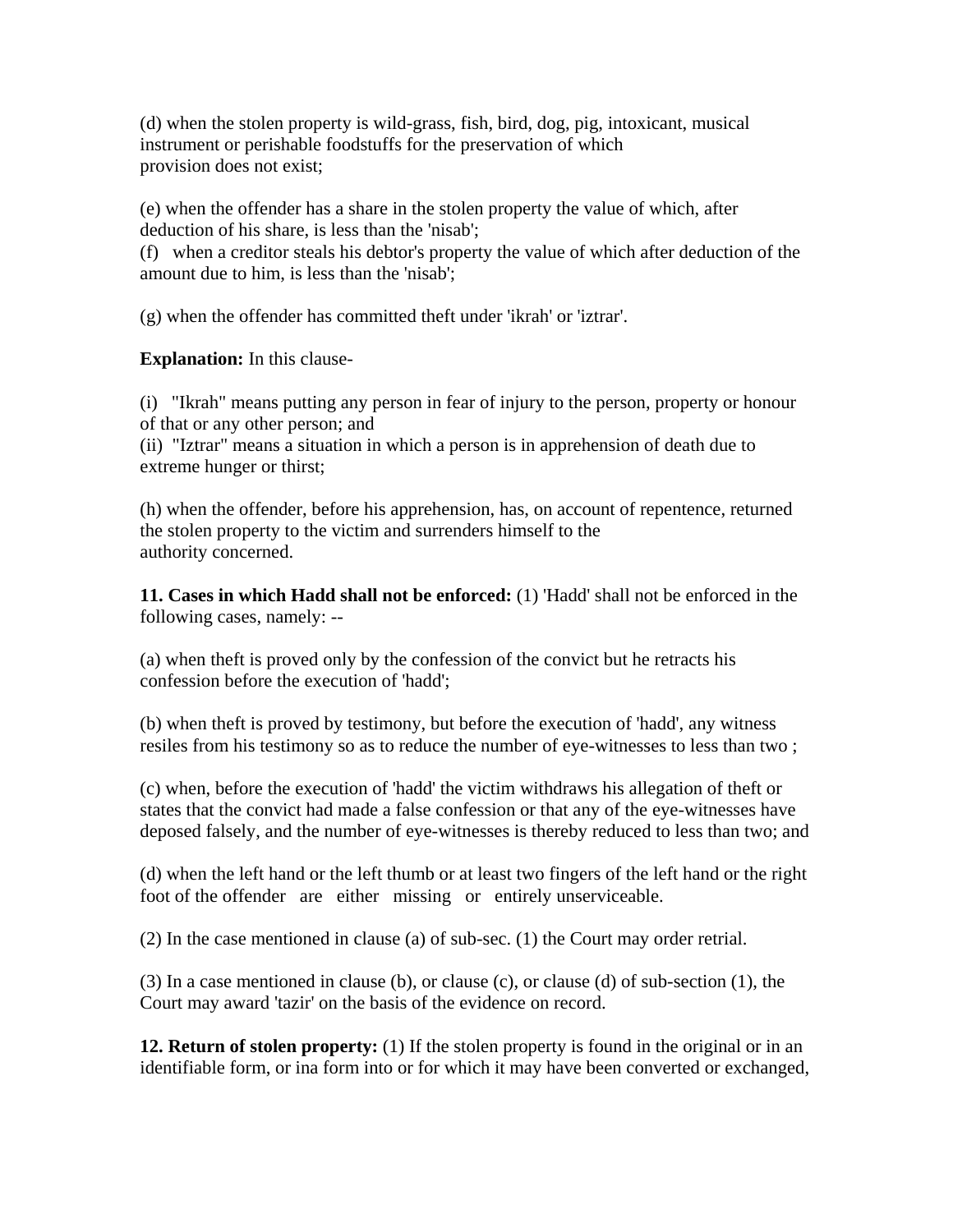(d) when the stolen property is wild-grass, fish, bird, dog, pig, intoxicant, musical instrument or perishable foodstuffs for the preservation of which provision does not exist;

(e) when the offender has a share in the stolen property the value of which, after deduction of his share, is less than the 'nisab';

(f) when a creditor steals his debtor's property the value of which after deduction of the amount due to him, is less than the 'nisab';

(g) when the offender has committed theft under 'ikrah' or 'iztrar'.

**Explanation:** In this clause-

(i) "Ikrah" means putting any person in fear of injury to the person, property or honour of that or any other person; and

(ii) "Iztrar" means a situation in which a person is in apprehension of death due to extreme hunger or thirst;

(h) when the offender, before his apprehension, has, on account of repentence, returned the stolen property to the victim and surrenders himself to the authority concerned.

**11. Cases in which Hadd shall not be enforced:** (1) 'Hadd' shall not be enforced in the following cases, namely: --

(a) when theft is proved only by the confession of the convict but he retracts his confession before the execution of 'hadd';

(b) when theft is proved by testimony, but before the execution of 'hadd', any witness resiles from his testimony so as to reduce the number of eye-witnesses to less than two ;

(c) when, before the execution of 'hadd' the victim withdraws his allegation of theft or states that the convict had made a false confession or that any of the eye-witnesses have deposed falsely, and the number of eye-witnesses is thereby reduced to less than two; and

(d) when the left hand or the left thumb or at least two fingers of the left hand or the right foot of the offender are either missing or entirely unserviceable.

(2) In the case mentioned in clause (a) of sub-sec. (1) the Court may order retrial.

(3) In a case mentioned in clause (b), or clause (c), or clause (d) of sub-section (1), the Court may award 'tazir' on the basis of the evidence on record.

**12. Return of stolen property:** (1) If the stolen property is found in the original or in an identifiable form, or ina form into or for which it may have been converted or exchanged,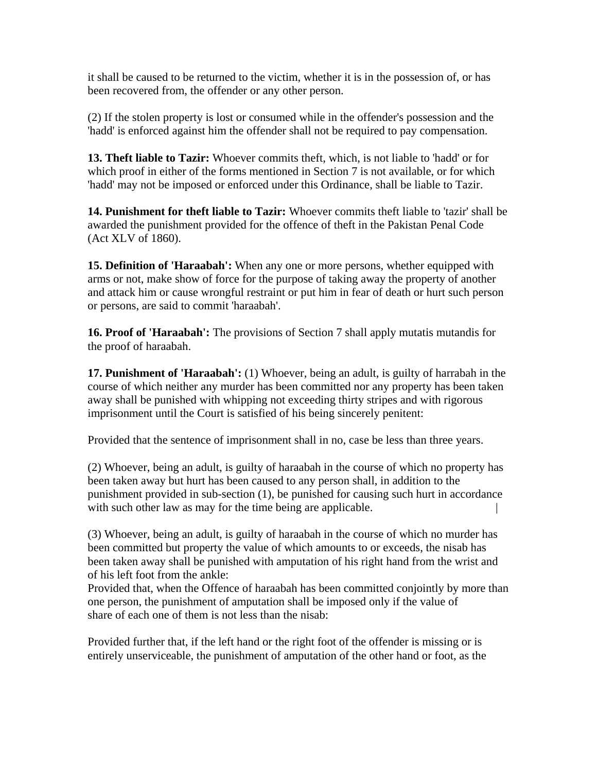it shall be caused to be returned to the victim, whether it is in the possession of, or has been recovered from, the offender or any other person.

(2) If the stolen property is lost or consumed while in the offender's possession and the 'hadd' is enforced against him the offender shall not be required to pay compensation.

**13. Theft liable to Tazir:** Whoever commits theft, which, is not liable to 'hadd' or for which proof in either of the forms mentioned in Section 7 is not available, or for which 'hadd' may not be imposed or enforced under this Ordinance, shall be liable to Tazir.

**14. Punishment for theft liable to Tazir:** Whoever commits theft liable to 'tazir' shall be awarded the punishment provided for the offence of theft in the Pakistan Penal Code (Act XLV of 1860).

**15. Definition of 'Haraabah':** When any one or more persons, whether equipped with arms or not, make show of force for the purpose of taking away the property of another and attack him or cause wrongful restraint or put him in fear of death or hurt such person or persons, are said to commit 'haraabah'.

**16. Proof of 'Haraabah':** The provisions of Section 7 shall apply mutatis mutandis for the proof of haraabah.

**17. Punishment of 'Haraabah':** (1) Whoever, being an adult, is guilty of harrabah in the course of which neither any murder has been committed nor any property has been taken away shall be punished with whipping not exceeding thirty stripes and with rigorous imprisonment until the Court is satisfied of his being sincerely penitent:

Provided that the sentence of imprisonment shall in no, case be less than three years.

(2) Whoever, being an adult, is guilty of haraabah in the course of which no property has been taken away but hurt has been caused to any person shall, in addition to the punishment provided in sub-section (1), be punished for causing such hurt in accordance with such other law as may for the time being are applicable.

(3) Whoever, being an adult, is guilty of haraabah in the course of which no murder has been committed but property the value of which amounts to or exceeds, the nisab has been taken away shall be punished with amputation of his right hand from the wrist and of his left foot from the ankle:
Provided that, when the Offence of haraabah has been committed conjointly by more than one person, the punishment of amputation shall be imposed only if the value of share of each one of them is not less than the nisab:

Provided further that, if the left hand or the right foot of the offender is missing or is entirely unserviceable, the punishment of amputation of the other hand or foot, as the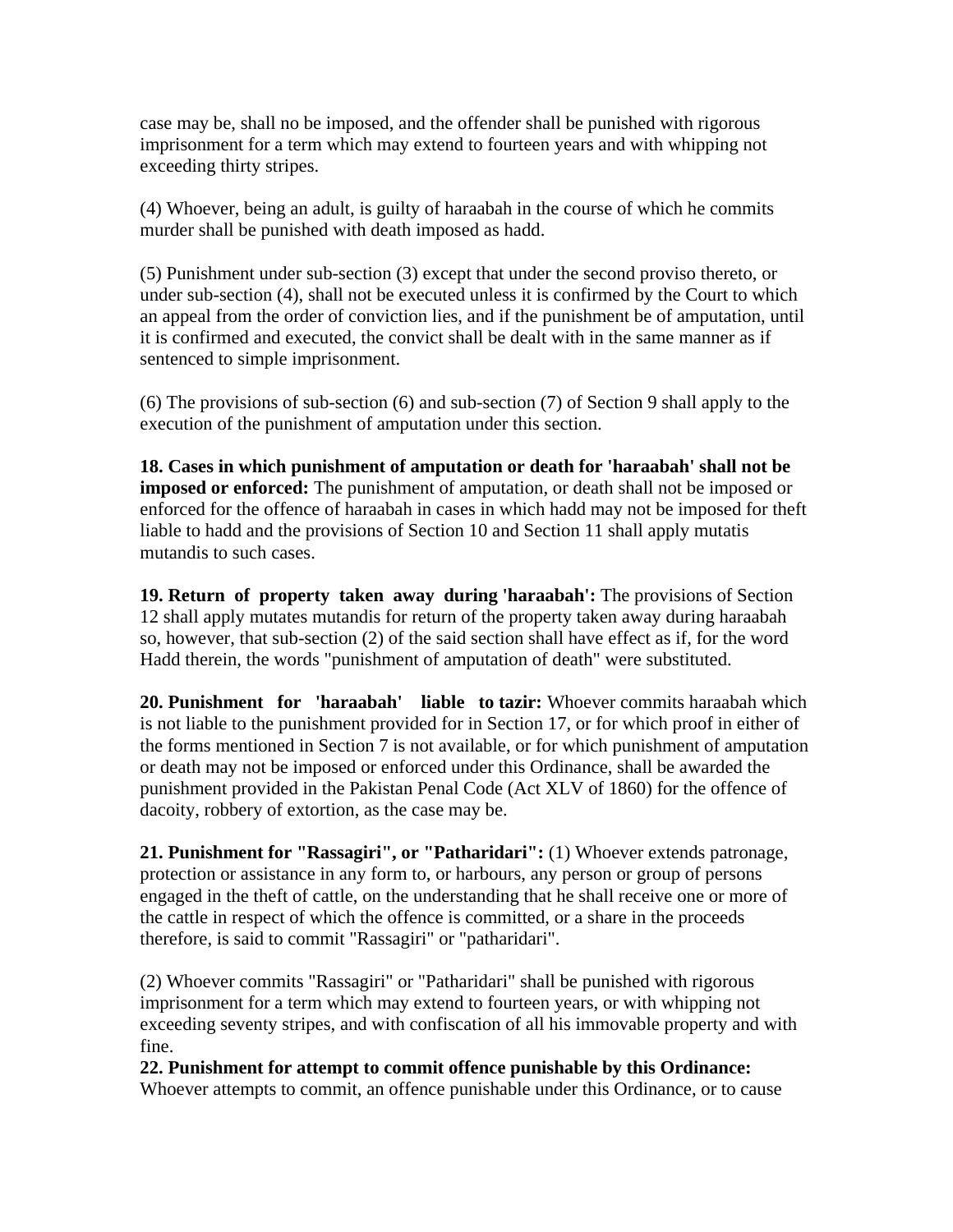case may be, shall no be imposed, and the offender shall be punished with rigorous imprisonment for a term which may extend to fourteen years and with whipping not exceeding thirty stripes.

(4) Whoever, being an adult, is guilty of haraabah in the course of which he commits murder shall be punished with death imposed as hadd.

(5) Punishment under sub-section (3) except that under the second proviso thereto, or under sub-section (4), shall not be executed unless it is confirmed by the Court to which an appeal from the order of conviction lies, and if the punishment be of amputation, until it is confirmed and executed, the convict shall be dealt with in the same manner as if sentenced to simple imprisonment.

(6) The provisions of sub-section (6) and sub-section (7) of Section 9 shall apply to the execution of the punishment of amputation under this section.

**18. Cases in which punishment of amputation or death for 'haraabah' shall not be imposed or enforced:** The punishment of amputation, or death shall not be imposed or enforced for the offence of haraabah in cases in which hadd may not be imposed for theft liable to hadd and the provisions of Section 10 and Section 11 shall apply mutatis mutandis to such cases.

**19. Return of property taken away during 'haraabah':** The provisions of Section 12 shall apply mutates mutandis for return of the property taken away during haraabah so, however, that sub-section (2) of the said section shall have effect as if, for the word Hadd therein, the words "punishment of amputation of death" were substituted.

**20. Punishment for 'haraabah' liable to tazir:** Whoever commits haraabah which is not liable to the punishment provided for in Section 17, or for which proof in either of the forms mentioned in Section 7 is not available, or for which punishment of amputation or death may not be imposed or enforced under this Ordinance, shall be awarded the punishment provided in the Pakistan Penal Code (Act XLV of 1860) for the offence of dacoity, robbery of extortion, as the case may be.

**21. Punishment for "Rassagiri", or "Patharidari":** (1) Whoever extends patronage, protection or assistance in any form to, or harbours, any person or group of persons engaged in the theft of cattle, on the understanding that he shall receive one or more of the cattle in respect of which the offence is committed, or a share in the proceeds therefore, is said to commit "Rassagiri" or "patharidari".

(2) Whoever commits "Rassagiri" or "Patharidari" shall be punished with rigorous imprisonment for a term which may extend to fourteen years, or with whipping not exceeding seventy stripes, and with confiscation of all his immovable property and with fine.

**22. Punishment for attempt to commit offence punishable by this Ordinance:** Whoever attempts to commit, an offence punishable under this Ordinance, or to cause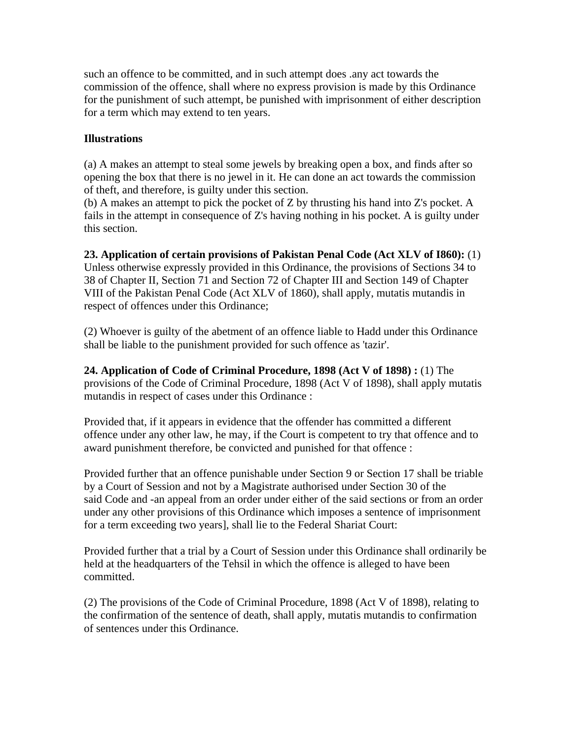such an offence to be committed, and in such attempt does .any act towards the commission of the offence, shall where no express provision is made by this Ordinance for the punishment of such attempt, be punished with imprisonment of either description for a term which may extend to ten years.

**Illustrations**

(a) A makes an attempt to steal some jewels by breaking open a box, and finds after so opening the box that there is no jewel in it. He can done an act towards the commission of theft, and therefore, is guilty under this section.

(b) A makes an attempt to pick the pocket of Z by thrusting his hand into Z's pocket. A fails in the attempt in consequence of Z's having nothing in his pocket. A is guilty under this section.

**23. Application of certain provisions of Pakistan Penal Code (Act XLV of I860):** (1) Unless otherwise expressly provided in this Ordinance, the provisions of Sections 34 to 38 of Chapter II, Section 71 and Section 72 of Chapter III and Section 149 of Chapter VIII of the Pakistan Penal Code (Act XLV of 1860), shall apply, mutatis mutandis in respect of offences under this Ordinance;

(2) Whoever is guilty of the abetment of an offence liable to Hadd under this Ordinance shall be liable to the punishment provided for such offence as 'tazir'.

**24. Application of Code of Criminal Procedure, 1898 (Act V of 1898) :** (1) The provisions of the Code of Criminal Procedure, 1898 (Act V of 1898), shall apply mutatis mutandis in respect of cases under this Ordinance :

Provided that, if it appears in evidence that the offender has committed a different offence under any other law, he may, if the Court is competent to try that offence and to award punishment therefore, be convicted and punished for that offence :

Provided further that an offence punishable under Section 9 or Section 17 shall be triable by a Court of Session and not by a Magistrate authorised under Section 30 of the said Code and -an appeal from an order under either of the said sections or from an order under any other provisions of this Ordinance which imposes a sentence of imprisonment for a term exceeding two years], shall lie to the Federal Shariat Court:

Provided further that a trial by a Court of Session under this Ordinance shall ordinarily be held at the headquarters of the Tehsil in which the offence is alleged to have been committed.

(2) The provisions of the Code of Criminal Procedure, 1898 (Act V of 1898), relating to the confirmation of the sentence of death, shall apply, mutatis mutandis to confirmation of sentences under this Ordinance.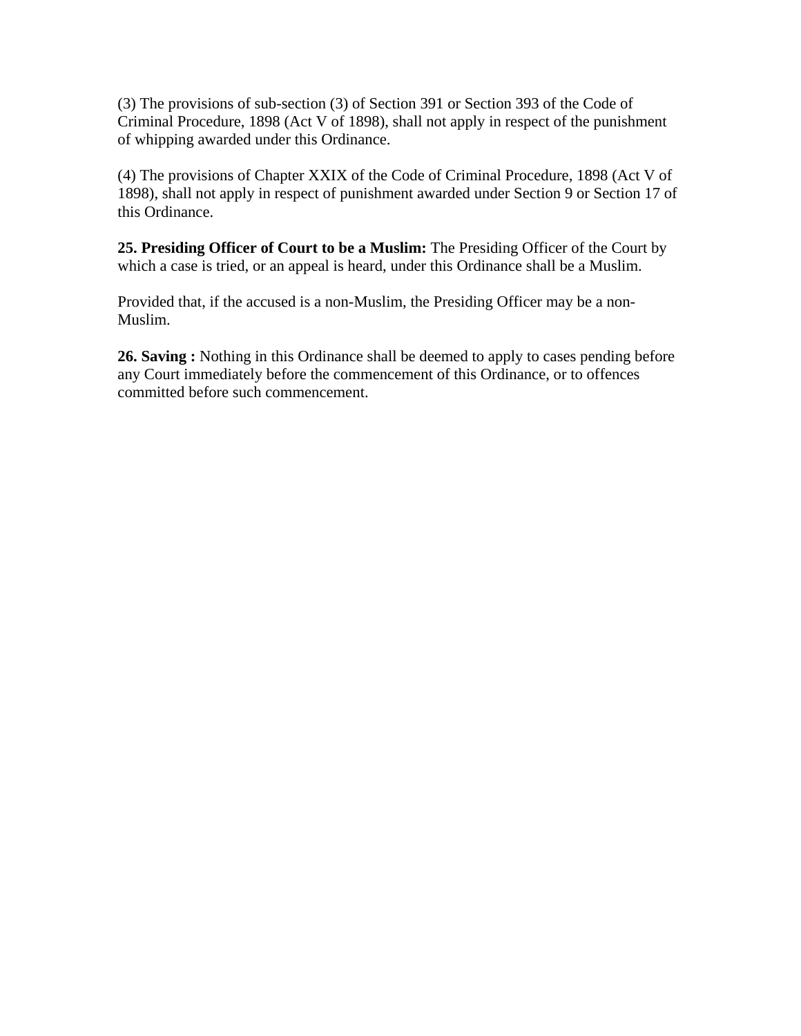(3) The provisions of sub-section (3) of Section 391 or Section 393 of the Code of Criminal Procedure, 1898 (Act V of 1898), shall not apply in respect of the punishment of whipping awarded under this Ordinance.

(4) The provisions of Chapter XXIX of the Code of Criminal Procedure, 1898 (Act V of 1898), shall not apply in respect of punishment awarded under Section 9 or Section 17 of this Ordinance.

**25. Presiding Officer of Court to be a Muslim:** The Presiding Officer of the Court by which a case is tried, or an appeal is heard, under this Ordinance shall be a Muslim.

Provided that, if the accused is a non-Muslim, the Presiding Officer may be a non-Muslim.

**26. Saving :** Nothing in this Ordinance shall be deemed to apply to cases pending before any Court immediately before the commencement of this Ordinance, or to offences committed before such commencement.